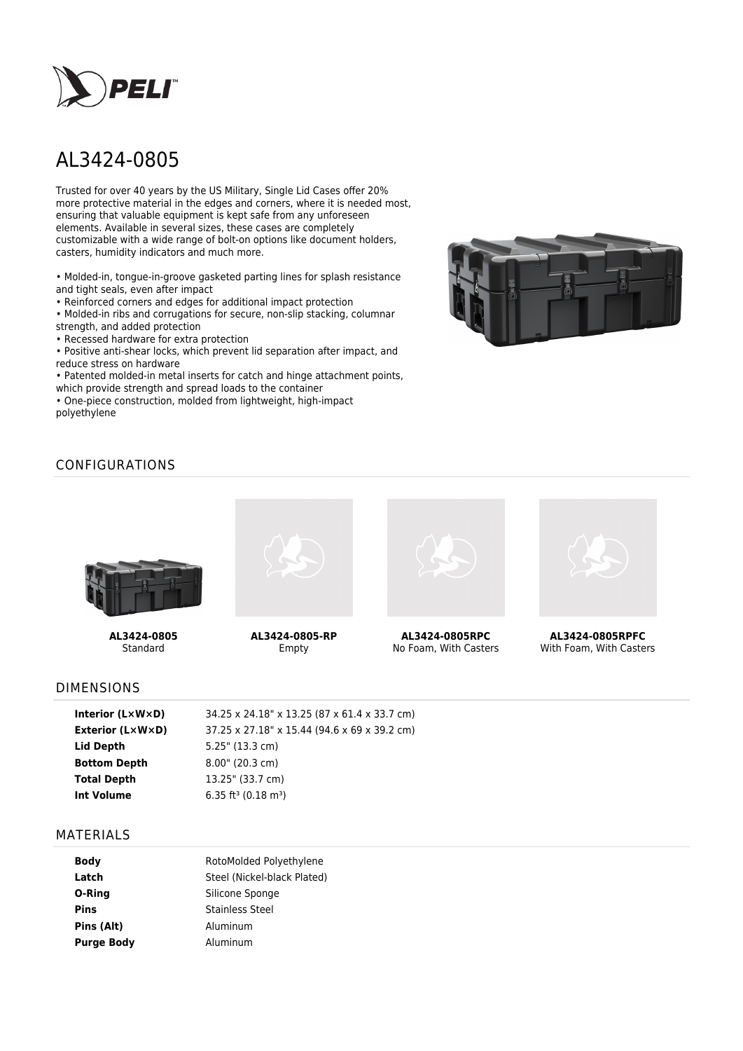# AL3424-0805

Trusted for over 40 years by the US Military, Single Lid Cases offer 20% more protective material in the edges and corners, where it is needed most, ensuring that valuable equipment is kept safe from any unforeseen elements. Available in several sizes, these cases are completely customizable with a wide range of bolt-on options like document holders, casters, humidity indicators and much more.

- Molded-in, tongue-in-groove gasketed parting lines for splash resistance and tight seals, even after impact
- Reinforced corners and edges for additional impact protection
- Molded-in ribs and corrugations for secure, non-slip stacking, columnar strength, and added protection
- Recessed hardware for extra protection
- Positive anti-shear locks, which prevent lid separation after impact, and reduce stress on hardware
- Patented molded-in metal inserts for catch and hinge attachment points, which provide strength and spread loads to the container
- One-piece construction, molded from lightweight, high-impact polyethylene

## CONFIGURATIONS

**AL3424-0805**
Standard

**AL3424-0805-RP**
Empty

**AL3424-0805RPC**
No Foam, With Casters

**AL3424-0805RPFC**
With Foam, With Casters

## DIMENSIONS

| | |
|---|---|
| **Interior (L×W×D)** | 34.25 x 24.18" x 13.25 (87 x 61.4 x 33.7 cm) |
| **Exterior (L×W×D)** | 37.25 x 27.18" x 15.44 (94.6 x 69 x 39.2 cm) |
| **Lid Depth** | 5.25" (13.3 cm) |
| **Bottom Depth** | 8.00" (20.3 cm) |
| **Total Depth** | 13.25" (33.7 cm) |
| **Int Volume** | 6.35 $ft^3$ (0.18 $m^3$) |

## MATERIALS

| | |
|---|---|
| **Body** | RotoMolded Polyethylene |
| **Latch** | Steel (Nickel-black Plated) |
| **O-Ring** | Silicone Sponge |
| **Pins** | Stainless Steel |
| **Pins (Alt)** | Aluminum |
| **Purge Body** | Aluminum |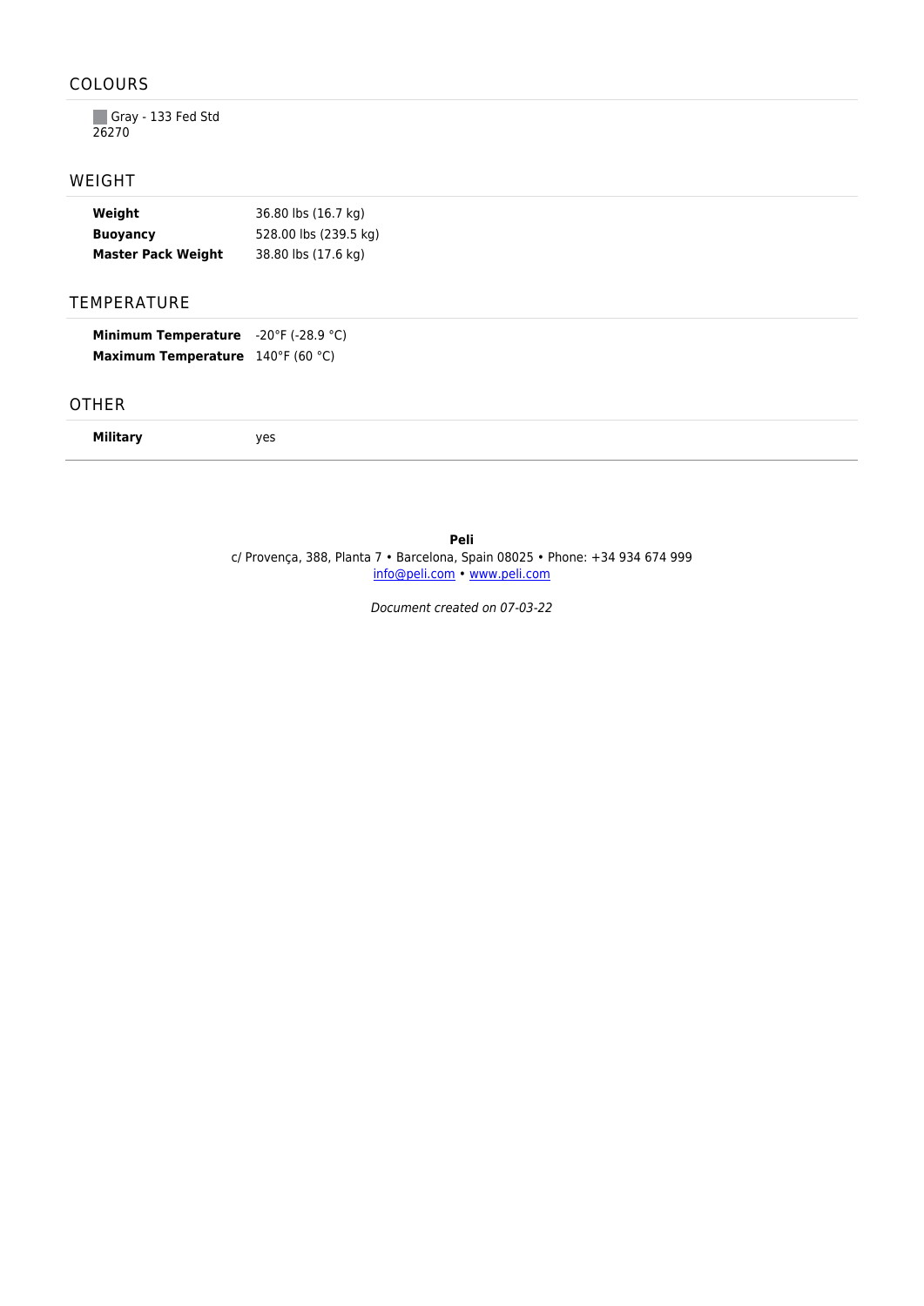## COLOURS

Gray - 133 Fed Std 26270

## WEIGHT

| | |
|---|---|
| **Weight** | 36.80 lbs (16.7 kg) |
| **Buoyancy** | 528.00 lbs (239.5 kg) |
| **Master Pack Weight** | 38.80 lbs (17.6 kg) |

## TEMPERATURE

| | |
|---|---|
| **Minimum Temperature** | -20°F (-28.9 °C) |
| **Maximum Temperature** | 140°F (60 °C) |

## OTHER

| | |
|---|---|
| **Military** | yes |

**Peli**
c/ Provença, 388, Planta 7 • Barcelona, Spain 08025 • Phone: +34 934 674 999
info@peli.com • www.peli.com

*Document created on 07-03-22*